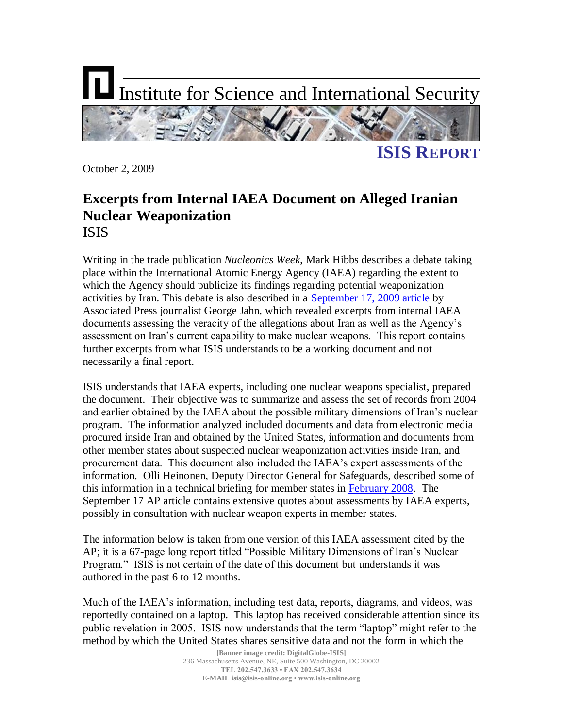# Institute for Science and International Security

**ISIS REPORT**

October 2, 2009

## Excerpts from Internal IAEA Document on Alleged Iranian Nuclear Weaponization

ISIS

Writing in the trade publication *Nucleonics Week*, Mark Hibbs describes a debate taking place within the International Atomic Energy Agency (IAEA) regarding the extent to which the Agency should publicize its findings regarding potential weaponization activities by Iran. This debate is also described in a September 17, 2009 article by Associated Press journalist George Jahn, which revealed excerpts from internal IAEA documents assessing the veracity of the allegations about Iran as well as the Agency's assessment on Iran's current capability to make nuclear weapons. This report contains further excerpts from what ISIS understands to be a working document and not necessarily a final report.

ISIS understands that IAEA experts, including one nuclear weapons specialist, prepared the document. Their objective was to summarize and assess the set of records from 2004 and earlier obtained by the IAEA about the possible military dimensions of Iran's nuclear program. The information analyzed included documents and data from electronic media procured inside Iran and obtained by the United States, information and documents from other member states about suspected nuclear weaponization activities inside Iran, and procurement data. This document also included the IAEA's expert assessments of the information. Olli Heinonen, Deputy Director General for Safeguards, described some of this information in a technical briefing for member states in February 2008. The September 17 AP article contains extensive quotes about assessments by IAEA experts, possibly in consultation with nuclear weapon experts in member states.

The information below is taken from one version of this IAEA assessment cited by the AP; it is a 67-page long report titled "Possible Military Dimensions of Iran's Nuclear Program." ISIS is not certain of the date of this document but understands it was authored in the past 6 to 12 months.

Much of the IAEA's information, including test data, reports, diagrams, and videos, was reportedly contained on a laptop. This laptop has received considerable attention since its public revelation in 2005. ISIS now understands that the term "laptop" might refer to the method by which the United States shares sensitive data and not the form in which the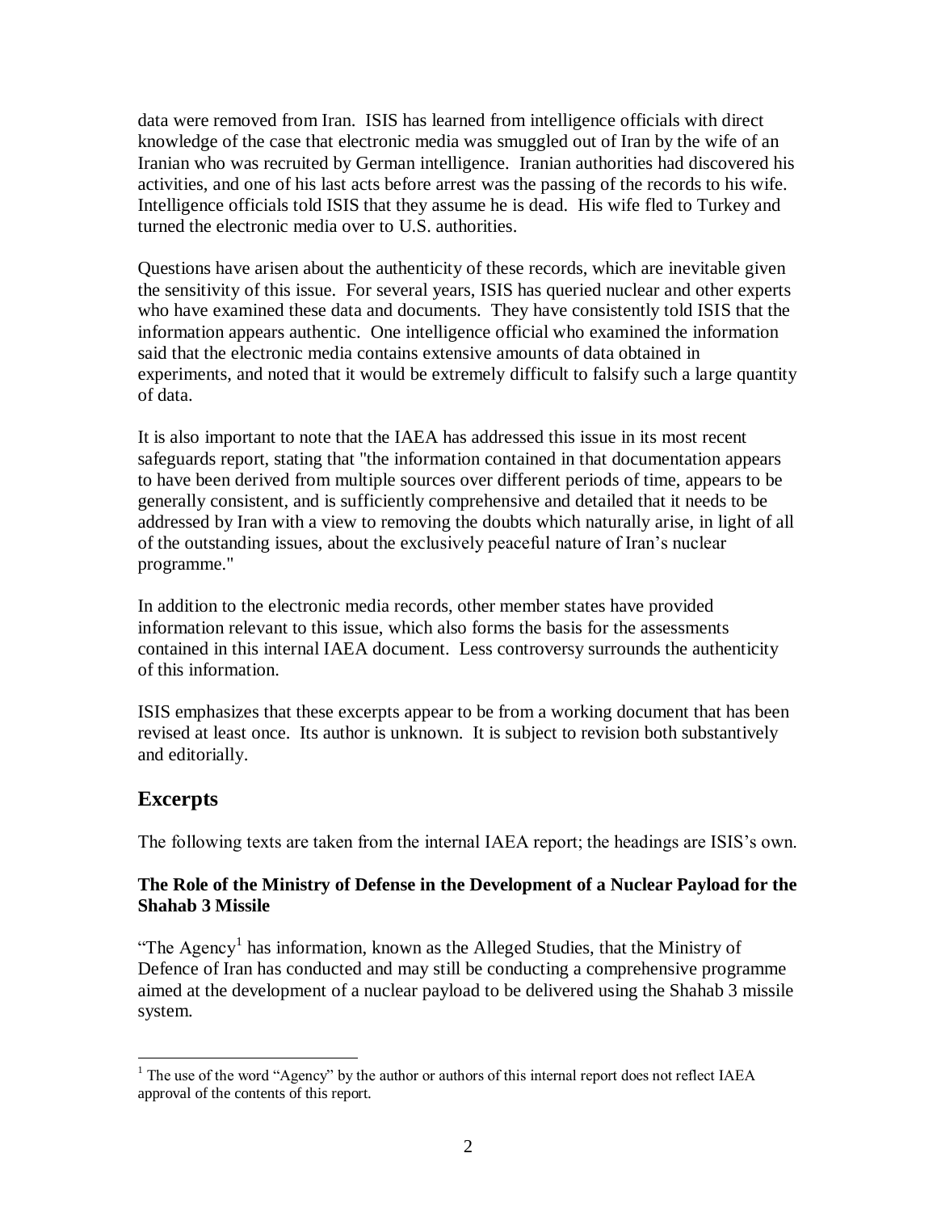data were removed from Iran. ISIS has learned from intelligence officials with direct knowledge of the case that electronic media was smuggled out of Iran by the wife of an Iranian who was recruited by German intelligence. Iranian authorities had discovered his activities, and one of his last acts before arrest was the passing of the records to his wife. Intelligence officials told ISIS that they assume he is dead. His wife fled to Turkey and turned the electronic media over to U.S. authorities.

Questions have arisen about the authenticity of these records, which are inevitable given the sensitivity of this issue. For several years, ISIS has queried nuclear and other experts who have examined these data and documents. They have consistently told ISIS that the information appears authentic. One intelligence official who examined the information said that the electronic media contains extensive amounts of data obtained in experiments, and noted that it would be extremely difficult to falsify such a large quantity of data.

It is also important to note that the IAEA has addressed this issue in its most recent safeguards report, stating that "the information contained in that documentation appears to have been derived from multiple sources over different periods of time, appears to be generally consistent, and is sufficiently comprehensive and detailed that it needs to be addressed by Iran with a view to removing the doubts which naturally arise, in light of all of the outstanding issues, about the exclusively peaceful nature of Iran's nuclear programme."

In addition to the electronic media records, other member states have provided information relevant to this issue, which also forms the basis for the assessments contained in this internal IAEA document. Less controversy surrounds the authenticity of this information.

ISIS emphasizes that these excerpts appear to be from a working document that has been revised at least once. Its author is unknown. It is subject to revision both substantively and editorially.

## Excerpts

The following texts are taken from the internal IAEA report; the headings are ISIS's own.

**The Role of the Ministry of Defense in the Development of a Nuclear Payload for the Shahab 3 Missile**

"The Agency[1] has information, known as the Alleged Studies, that the Ministry of Defence of Iran has conducted and may still be conducting a comprehensive programme aimed at the development of a nuclear payload to be delivered using the Shahab 3 missile system.

[1] The use of the word "Agency" by the author or authors of this internal report does not reflect IAEA approval of the contents of this report.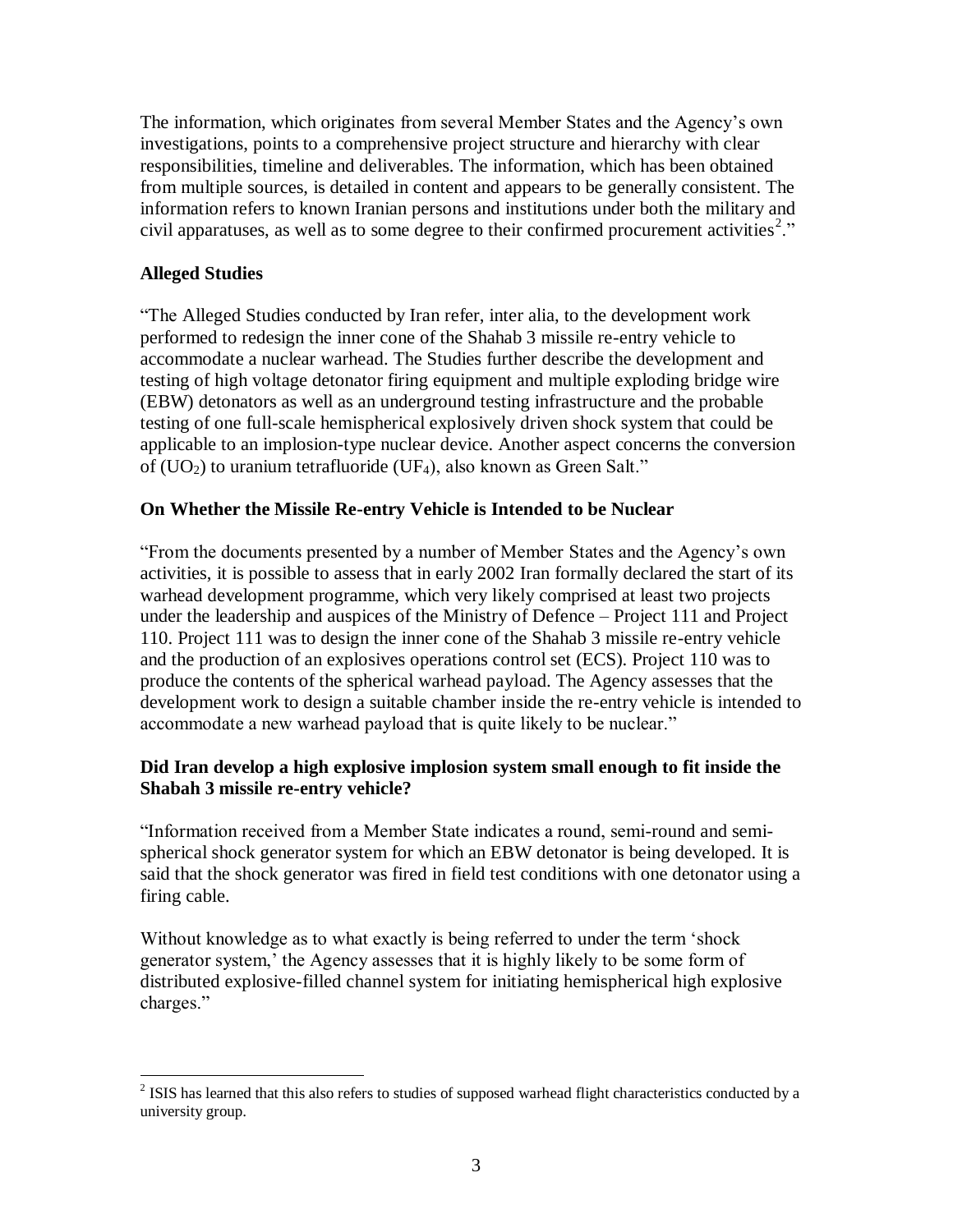The information, which originates from several Member States and the Agency's own investigations, points to a comprehensive project structure and hierarchy with clear responsibilities, timeline and deliverables. The information, which has been obtained from multiple sources, is detailed in content and appears to be generally consistent. The information refers to known Iranian persons and institutions under both the military and civil apparatuses, as well as to some degree to their confirmed procurement activities[2]."

**Alleged Studies**

"The Alleged Studies conducted by Iran refer, inter alia, to the development work performed to redesign the inner cone of the Shahab 3 missile re-entry vehicle to accommodate a nuclear warhead. The Studies further describe the development and testing of high voltage detonator firing equipment and multiple exploding bridge wire (EBW) detonators as well as an underground testing infrastructure and the probable testing of one full-scale hemispherical explosively driven shock system that could be applicable to an implosion-type nuclear device. Another aspect concerns the conversion of ($UO_2$) to uranium tetrafluoride ($UF_4$), also known as Green Salt."

**On Whether the Missile Re-entry Vehicle is Intended to be Nuclear**

"From the documents presented by a number of Member States and the Agency's own activities, it is possible to assess that in early 2002 Iran formally declared the start of its warhead development programme, which very likely comprised at least two projects under the leadership and auspices of the Ministry of Defence – Project 111 and Project 110. Project 111 was to design the inner cone of the Shahab 3 missile re-entry vehicle and the production of an explosives operations control set (ECS). Project 110 was to produce the contents of the spherical warhead payload. The Agency assesses that the development work to design a suitable chamber inside the re-entry vehicle is intended to accommodate a new warhead payload that is quite likely to be nuclear."

**Did Iran develop a high explosive implosion system small enough to fit inside the Shabah 3 missile re-entry vehicle?**

"Information received from a Member State indicates a round, semi-round and semi-spherical shock generator system for which an EBW detonator is being developed. It is said that the shock generator was fired in field test conditions with one detonator using a firing cable.

Without knowledge as to what exactly is being referred to under the term 'shock generator system,' the Agency assesses that it is highly likely to be some form of distributed explosive-filled channel system for initiating hemispherical high explosive charges."

[2] ISIS has learned that this also refers to studies of supposed warhead flight characteristics conducted by a university group.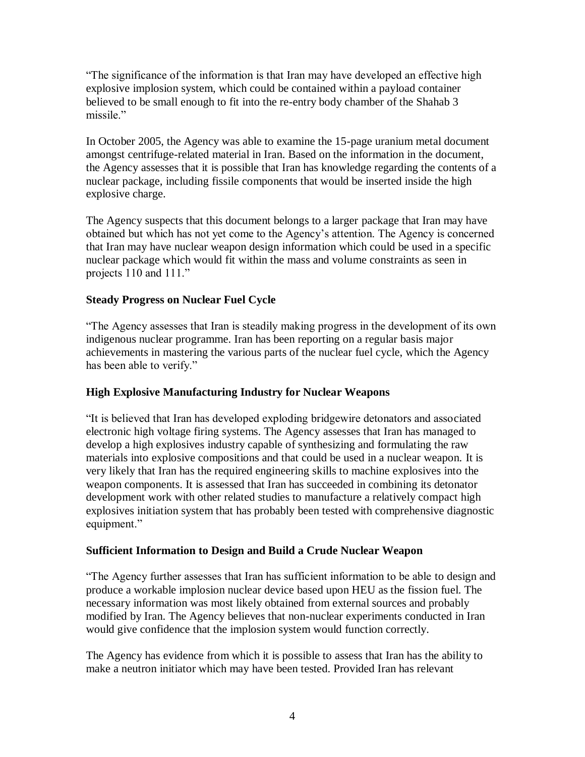"The significance of the information is that Iran may have developed an effective high explosive implosion system, which could be contained within a payload container believed to be small enough to fit into the re-entry body chamber of the Shahab 3 missile."

In October 2005, the Agency was able to examine the 15-page uranium metal document amongst centrifuge-related material in Iran. Based on the information in the document, the Agency assesses that it is possible that Iran has knowledge regarding the contents of a nuclear package, including fissile components that would be inserted inside the high explosive charge.

The Agency suspects that this document belongs to a larger package that Iran may have obtained but which has not yet come to the Agency's attention. The Agency is concerned that Iran may have nuclear weapon design information which could be used in a specific nuclear package which would fit within the mass and volume constraints as seen in projects 110 and 111."

**Steady Progress on Nuclear Fuel Cycle**

"The Agency assesses that Iran is steadily making progress in the development of its own indigenous nuclear programme. Iran has been reporting on a regular basis major achievements in mastering the various parts of the nuclear fuel cycle, which the Agency has been able to verify."

**High Explosive Manufacturing Industry for Nuclear Weapons**

"It is believed that Iran has developed exploding bridgewire detonators and associated electronic high voltage firing systems. The Agency assesses that Iran has managed to develop a high explosives industry capable of synthesizing and formulating the raw materials into explosive compositions and that could be used in a nuclear weapon. It is very likely that Iran has the required engineering skills to machine explosives into the weapon components. It is assessed that Iran has succeeded in combining its detonator development work with other related studies to manufacture a relatively compact high explosives initiation system that has probably been tested with comprehensive diagnostic equipment."

**Sufficient Information to Design and Build a Crude Nuclear Weapon**

"The Agency further assesses that Iran has sufficient information to be able to design and produce a workable implosion nuclear device based upon HEU as the fission fuel. The necessary information was most likely obtained from external sources and probably modified by Iran. The Agency believes that non-nuclear experiments conducted in Iran would give confidence that the implosion system would function correctly.

The Agency has evidence from which it is possible to assess that Iran has the ability to make a neutron initiator which may have been tested. Provided Iran has relevant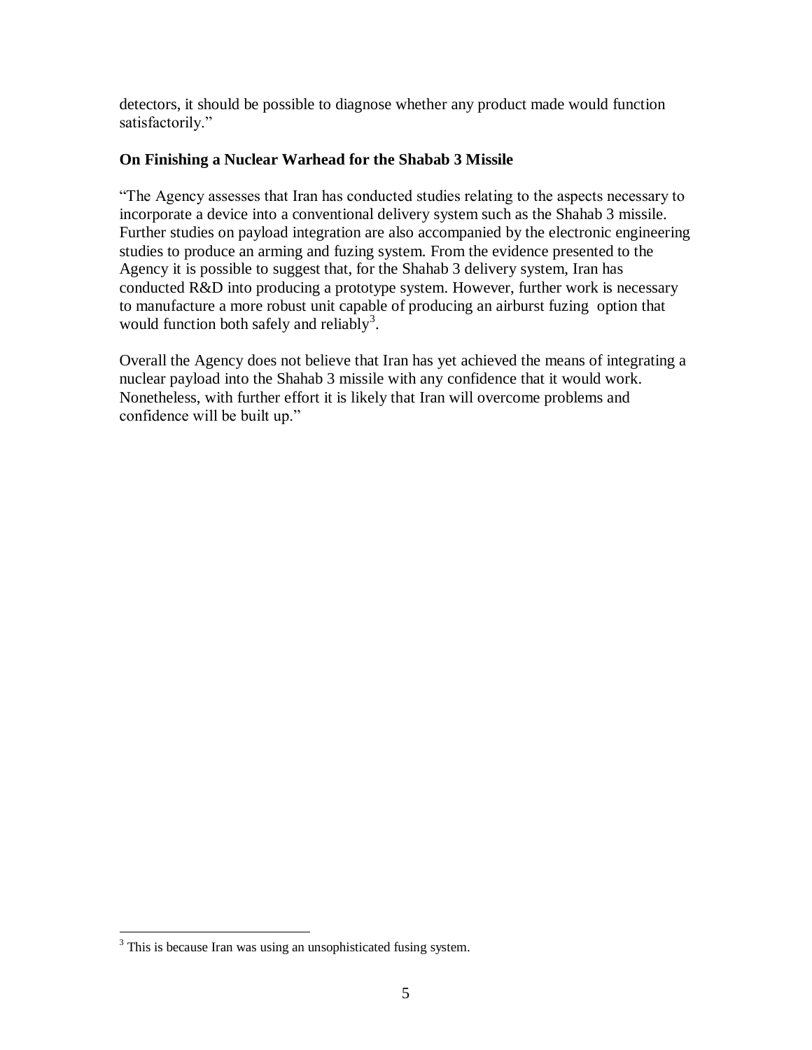detectors, it should be possible to diagnose whether any product made would function satisfactorily."

**On Finishing a Nuclear Warhead for the Shabab 3 Missile**

"The Agency assesses that Iran has conducted studies relating to the aspects necessary to incorporate a device into a conventional delivery system such as the Shahab 3 missile. Further studies on payload integration are also accompanied by the electronic engineering studies to produce an arming and fuzing system. From the evidence presented to the Agency it is possible to suggest that, for the Shahab 3 delivery system, Iran has conducted R&D into producing a prototype system. However, further work is necessary to manufacture a more robust unit capable of producing an airburst fuzing option that would function both safely and reliably[3].

Overall the Agency does not believe that Iran has yet achieved the means of integrating a nuclear payload into the Shahab 3 missile with any confidence that it would work. Nonetheless, with further effort it is likely that Iran will overcome problems and confidence will be built up."

[3] This is because Iran was using an unsophisticated fusing system.